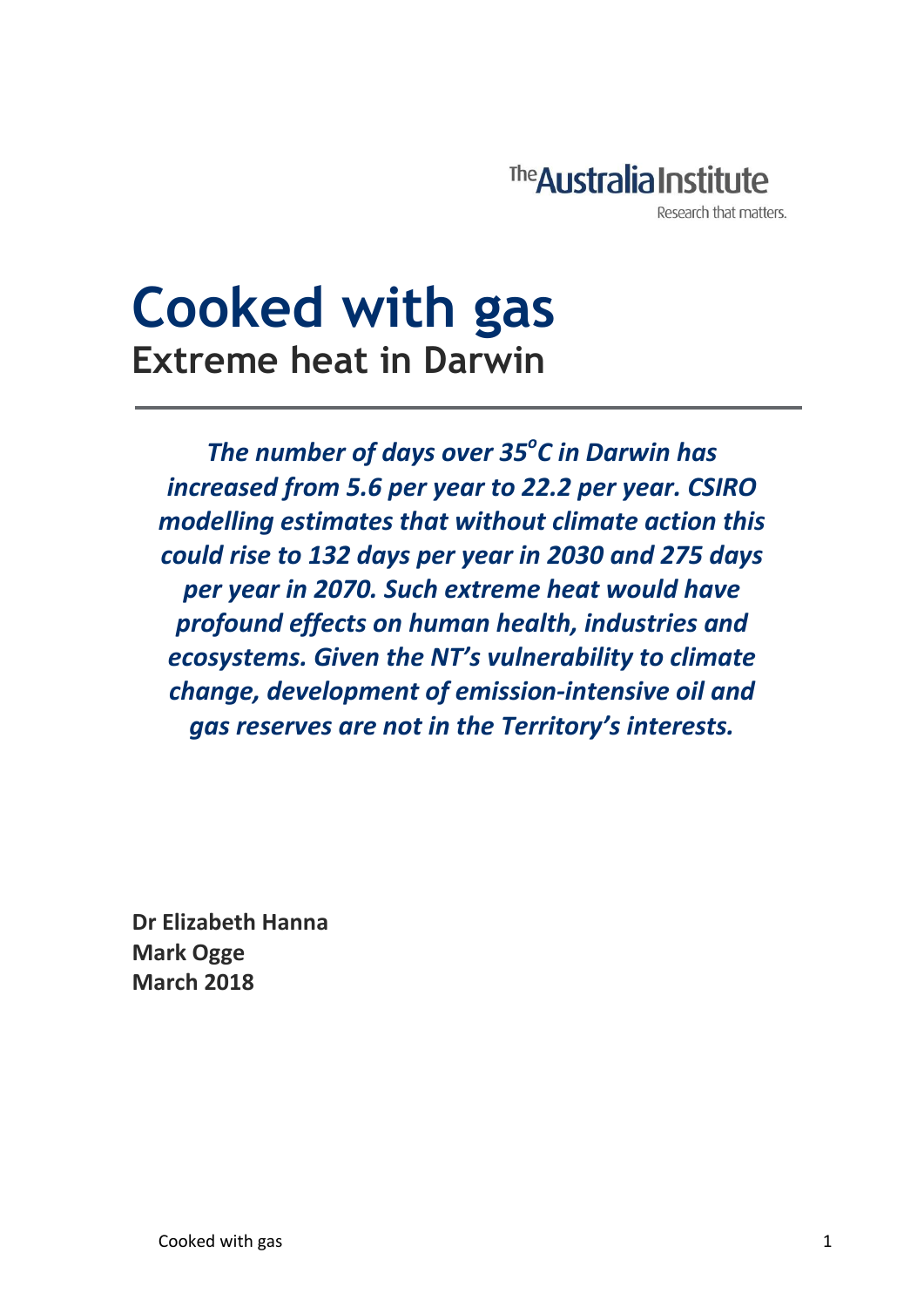The Australia Institute

Research that matters.

# Cooked with gas

## Extreme heat in Darwin

***The number of days over 35$^{o}$C in Darwin has increased from 5.6 per year to 22.2 per year. CSIRO modelling estimates that without climate action this could rise to 132 days per year in 2030 and 275 days per year in 2070. Such extreme heat would have profound effects on human health, industries and ecosystems. Given the NT's vulnerability to climate change, development of emission-intensive oil and gas reserves are not in the Territory's interests.***

**Dr Elizabeth Hanna**
**Mark Ogge**
**March 2018**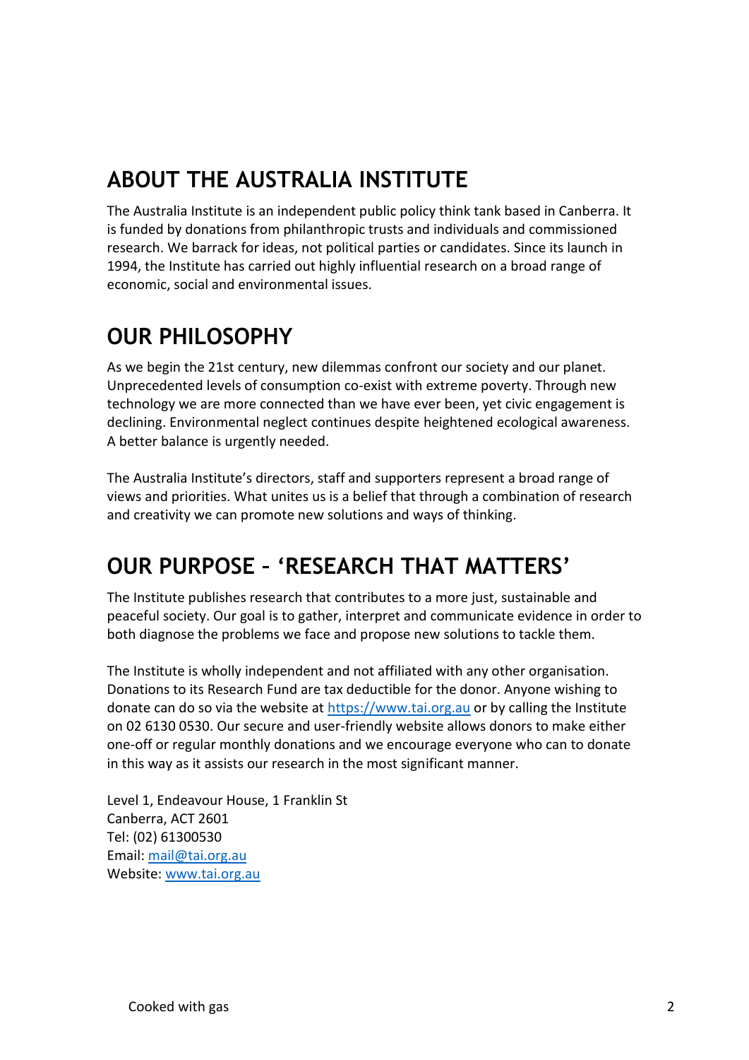## ABOUT THE AUSTRALIA INSTITUTE

The Australia Institute is an independent public policy think tank based in Canberra. It is funded by donations from philanthropic trusts and individuals and commissioned research. We barrack for ideas, not political parties or candidates. Since its launch in 1994, the Institute has carried out highly influential research on a broad range of economic, social and environmental issues.

## OUR PHILOSOPHY

As we begin the 21st century, new dilemmas confront our society and our planet. Unprecedented levels of consumption co-exist with extreme poverty. Through new technology we are more connected than we have ever been, yet civic engagement is declining. Environmental neglect continues despite heightened ecological awareness. A better balance is urgently needed.

The Australia Institute's directors, staff and supporters represent a broad range of views and priorities. What unites us is a belief that through a combination of research and creativity we can promote new solutions and ways of thinking.

## OUR PURPOSE – 'RESEARCH THAT MATTERS'

The Institute publishes research that contributes to a more just, sustainable and peaceful society. Our goal is to gather, interpret and communicate evidence in order to both diagnose the problems we face and propose new solutions to tackle them.

The Institute is wholly independent and not affiliated with any other organisation. Donations to its Research Fund are tax deductible for the donor. Anyone wishing to donate can do so via the website at https://www.tai.org.au or by calling the Institute on 02 6130 0530. Our secure and user-friendly website allows donors to make either one-off or regular monthly donations and we encourage everyone who can to donate in this way as it assists our research in the most significant manner.

Level 1, Endeavour House, 1 Franklin St
Canberra, ACT 2601
Tel: (02) 61300530
Email: mail@tai.org.au
Website: www.tai.org.au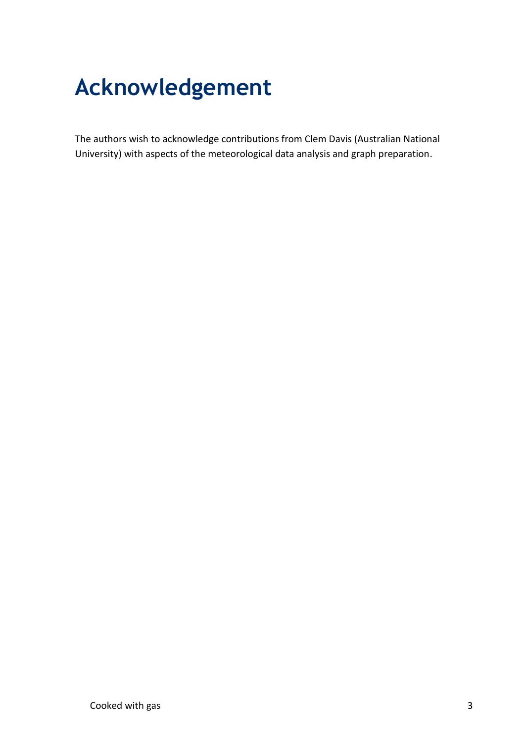# Acknowledgement

The authors wish to acknowledge contributions from Clem Davis (Australian National University) with aspects of the meteorological data analysis and graph preparation.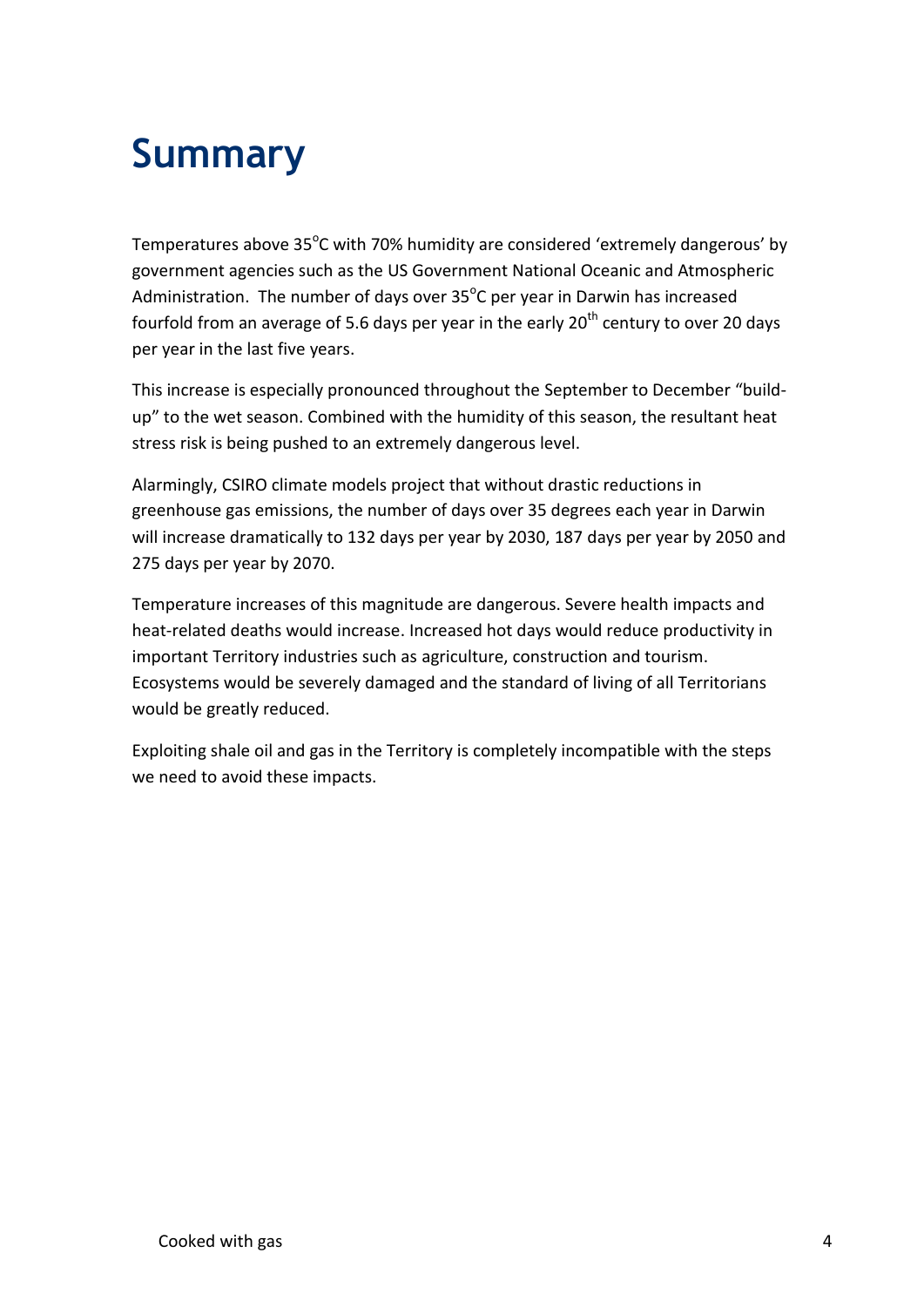# Summary

Temperatures above 35$^{o}$C with 70% humidity are considered 'extremely dangerous' by government agencies such as the US Government National Oceanic and Atmospheric Administration. The number of days over 35$^{o}$C per year in Darwin has increased fourfold from an average of 5.6 days per year in the early 20$^{th}$ century to over 20 days per year in the last five years.

This increase is especially pronounced throughout the September to December "build-up" to the wet season. Combined with the humidity of this season, the resultant heat stress risk is being pushed to an extremely dangerous level.

Alarmingly, CSIRO climate models project that without drastic reductions in greenhouse gas emissions, the number of days over 35 degrees each year in Darwin will increase dramatically to 132 days per year by 2030, 187 days per year by 2050 and 275 days per year by 2070.

Temperature increases of this magnitude are dangerous. Severe health impacts and heat-related deaths would increase. Increased hot days would reduce productivity in important Territory industries such as agriculture, construction and tourism. Ecosystems would be severely damaged and the standard of living of all Territorians would be greatly reduced.

Exploiting shale oil and gas in the Territory is completely incompatible with the steps we need to avoid these impacts.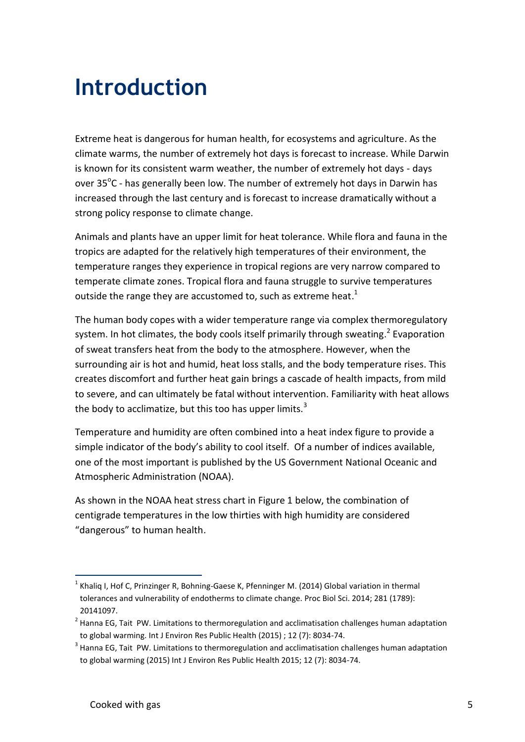# Introduction

Extreme heat is dangerous for human health, for ecosystems and agriculture. As the climate warms, the number of extremely hot days is forecast to increase. While Darwin is known for its consistent warm weather, the number of extremely hot days - days over 35°C - has generally been low. The number of extremely hot days in Darwin has increased through the last century and is forecast to increase dramatically without a strong policy response to climate change.

Animals and plants have an upper limit for heat tolerance. While flora and fauna in the tropics are adapted for the relatively high temperatures of their environment, the temperature ranges they experience in tropical regions are very narrow compared to temperate climate zones. Tropical flora and fauna struggle to survive temperatures outside the range they are accustomed to, such as extreme heat.[1]

The human body copes with a wider temperature range via complex thermoregulatory system. In hot climates, the body cools itself primarily through sweating.[2] Evaporation of sweat transfers heat from the body to the atmosphere. However, when the surrounding air is hot and humid, heat loss stalls, and the body temperature rises. This creates discomfort and further heat gain brings a cascade of health impacts, from mild to severe, and can ultimately be fatal without intervention. Familiarity with heat allows the body to acclimatize, but this too has upper limits.[3]

Temperature and humidity are often combined into a heat index figure to provide a simple indicator of the body's ability to cool itself. Of a number of indices available, one of the most important is published by the US Government National Oceanic and Atmospheric Administration (NOAA).

As shown in the NOAA heat stress chart in Figure 1 below, the combination of centigrade temperatures in the low thirties with high humidity are considered "dangerous" to human health.

---

[1] Khaliq I, Hof C, Prinzinger R, Bohning-Gaese K, Pfenninger M. (2014) Global variation in thermal tolerances and vulnerability of endotherms to climate change. Proc Biol Sci. 2014; 281 (1789): 20141097.

[2] Hanna EG, Tait PW. Limitations to thermoregulation and acclimatisation challenges human adaptation to global warming. Int J Environ Res Public Health (2015) ; 12 (7): 8034-74.

[3] Hanna EG, Tait PW. Limitations to thermoregulation and acclimatisation challenges human adaptation to global warming (2015) Int J Environ Res Public Health 2015; 12 (7): 8034-74.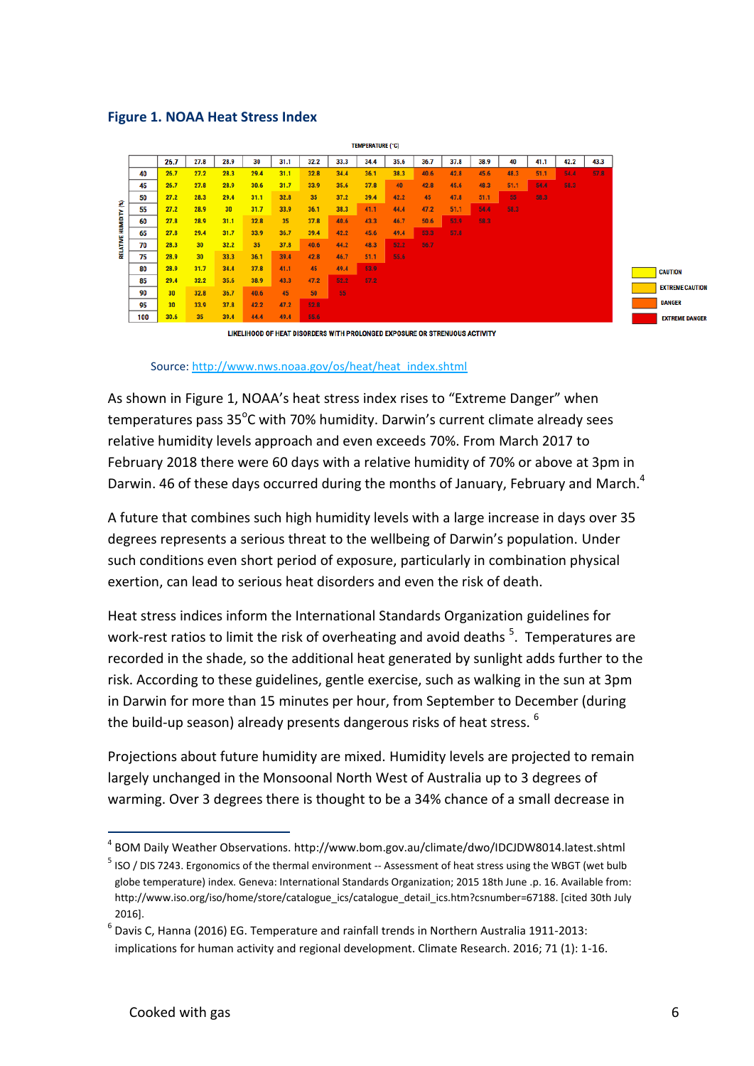### Figure 1. NOAA Heat Stress Index

TEMPERATURE (°C)

| RELATIVE HUMIDITY (%) | 26.7 | 27.8 | 28.9 | 30 | 31.1 | 32.2 | 33.3 | 34.4 | 35.6 | 36.7 | 37.8 | 38.9 | 40 | 41.1 | 42.2 | 43.3 |
|---|---|---|---|---|---|---|---|---|---|---|---|---|---|---|---|---|
| 40 | 26.7 | 27.2 | 28.3 | 29.4 | 31.1 | 32.8 | 34.4 | 36.1 | 38.3 | 40.6 | 42.8 | 45.6 | 48.3 | 51.1 | 54.4 | 57.8 |
| 45 | 26.7 | 27.8 | 28.9 | 30.6 | 31.7 | 33.9 | 35.6 | 37.8 | 40 | 42.8 | 45.6 | 48.3 | 51.1 | 54.4 | 58.3 | |
| 50 | 27.2 | 28.3 | 29.4 | 31.1 | 32.8 | 35 | 37.2 | 39.4 | 42.2 | 45 | 47.8 | 51.1 | 55 | 58.3 | | |
| 55 | 27.2 | 28.9 | 30 | 31.7 | 33.9 | 36.1 | 38.3 | 41.1 | 44.4 | 47.2 | 51.1 | 54.4 | 58.3 | | | |
| 60 | 27.8 | 28.9 | 31.1 | 32.8 | 35 | 37.8 | 40.6 | 43.3 | 46.7 | 50.6 | 53.9 | 58.3 | | | | |
| 65 | 27.8 | 29.4 | 31.7 | 33.9 | 36.7 | 39.4 | 42.2 | 45.6 | 49.4 | 53.3 | 57.8 | | | | | |
| 70 | 28.3 | 30 | 32.2 | 35 | 37.8 | 40.6 | 44.2 | 48.3 | 52.2 | 56.7 | | | | | | |
| 75 | 28.9 | 30 | 33.3 | 36.1 | 39.4 | 42.8 | 46.7 | 51.1 | 55.6 | | | | | | | |
| 80 | 28.9 | 31.7 | 34.4 | 37.8 | 41.1 | 45 | 49.4 | 53.9 | | | | | | | | |
| 85 | 29.4 | 32.2 | 35.6 | 38.9 | 43.3 | 47.2 | 51.2 | 57.2 | | | | | | | | |
| 90 | 30 | 32.8 | 36.7 | 40.6 | 45 | 50 | 55 | | | | | | | | | |
| 95 | 30 | 33.9 | 37.8 | 42.2 | 47.2 | 52.8 | | | | | | | | | | |
| 100 | 30.6 | 35 | 39.4 | 44.4 | 49.4 | 55.6 | | | | | | | | | | |

CAUTION
EXTREME CAUTION
DANGER
EXTREME DANGER

LIKELIHOOD OF HEAT DISORDERS WITH PROLONGED EXPOSURE OR STRENUOUS ACTIVITY

Source: http://www.nws.noaa.gov/os/heat/heat_index.shtml

As shown in Figure 1, NOAA's heat stress index rises to "Extreme Danger" when temperatures pass 35°C with 70% humidity. Darwin's current climate already sees relative humidity levels approach and even exceeds 70%. From March 2017 to February 2018 there were 60 days with a relative humidity of 70% or above at 3pm in Darwin. 46 of these days occurred during the months of January, February and March.[4]

A future that combines such high humidity levels with a large increase in days over 35 degrees represents a serious threat to the wellbeing of Darwin's population. Under such conditions even short period of exposure, particularly in combination physical exertion, can lead to serious heat disorders and even the risk of death.

Heat stress indices inform the International Standards Organization guidelines for work-rest ratios to limit the risk of overheating and avoid deaths [5]. Temperatures are recorded in the shade, so the additional heat generated by sunlight adds further to the risk. According to these guidelines, gentle exercise, such as walking in the sun at 3pm in Darwin for more than 15 minutes per hour, from September to December (during the build-up season) already presents dangerous risks of heat stress. [6]

Projections about future humidity are mixed. Humidity levels are projected to remain largely unchanged in the Monsoonal North West of Australia up to 3 degrees of warming. Over 3 degrees there is thought to be a 34% chance of a small decrease in

---

[4] BOM Daily Weather Observations. http://www.bom.gov.au/climate/dwo/IDCJDW8014.latest.shtml

[5] ISO / DIS 7243. Ergonomics of the thermal environment -- Assessment of heat stress using the WBGT (wet bulb globe temperature) index. Geneva: International Standards Organization; 2015 18th June .p. 16. Available from: http://www.iso.org/iso/home/store/catalogue_ics/catalogue_detail_ics.htm?csnumber=67188. [cited 30th July 2016].

[6] Davis C, Hanna (2016) EG. Temperature and rainfall trends in Northern Australia 1911-2013: implications for human activity and regional development. Climate Research. 2016; 71 (1): 1-16.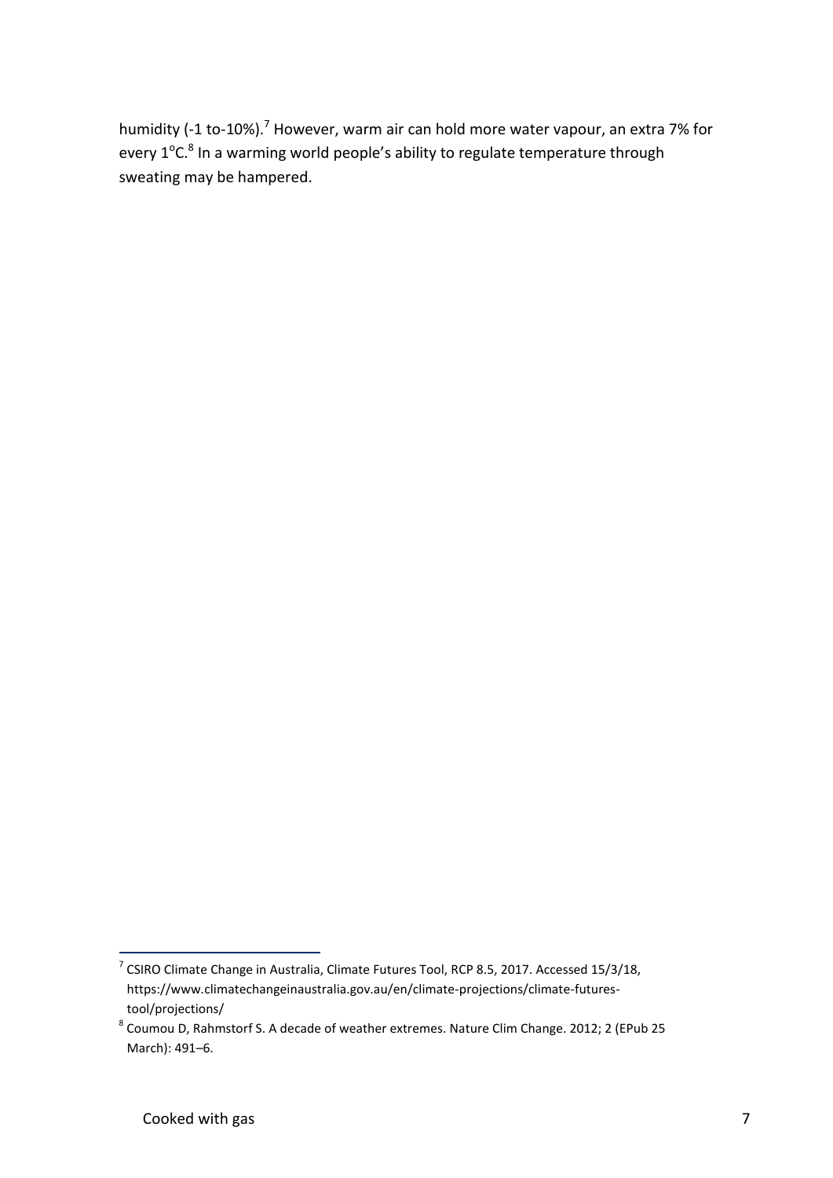humidity (-1 to-10%).[7] However, warm air can hold more water vapour, an extra 7% for every $1^{o}$C.[8] In a warming world people's ability to regulate temperature through sweating may be hampered.

---

[7] CSIRO Climate Change in Australia, Climate Futures Tool, RCP 8.5, 2017. Accessed 15/3/18, https://www.climatechangeinaustralia.gov.au/en/climate-projections/climate-futures-tool/projections/

[8] Coumou D, Rahmstorf S. A decade of weather extremes. Nature Clim Change. 2012; 2 (EPub 25 March): 491–6.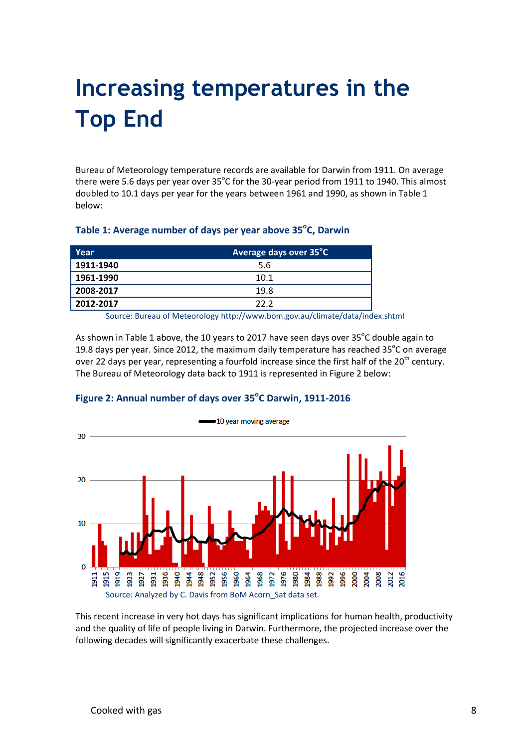# Increasing temperatures in the Top End

Bureau of Meteorology temperature records are available for Darwin from 1911. On average there were 5.6 days per year over 35°C for the 30-year period from 1911 to 1940. This almost doubled to 10.1 days per year for the years between 1961 and 1990, as shown in Table 1 below:

### Table 1: Average number of days per year above 35°C, Darwin

| Year | Average days over 35°C |
|---|---|
| **1911-1940** | 5.6 |
| **1961-1990** | 10.1 |
| **2008-2017** | 19.8 |
| **2012-2017** | 22.2 |

Source: Bureau of Meteorology http://www.bom.gov.au/climate/data/index.shtml

As shown in Table 1 above, the 10 years to 2017 have seen days over 35°C double again to 19.8 days per year. Since 2012, the maximum daily temperature has reached 35°C on average over 22 days per year, representing a fourfold increase since the first half of the 20th century. The Bureau of Meteorology data back to 1911 is represented in Figure 2 below:

### Figure 2: Annual number of days over 35°C Darwin, 1911-2016

10 year moving average

30
20
10
0

1911 1915 1919 1923 1927 1931 1936 1940 1944 1948 1952 1956 1960 1964 1968 1972 1976 1980 1984 1988 1992 1996 2000 2004 2008 2012 2016

Source: Analyzed by C. Davis from BoM Acorn_Sat data set.

This recent increase in very hot days has significant implications for human health, productivity and the quality of life of people living in Darwin. Furthermore, the projected increase over the following decades will significantly exacerbate these challenges.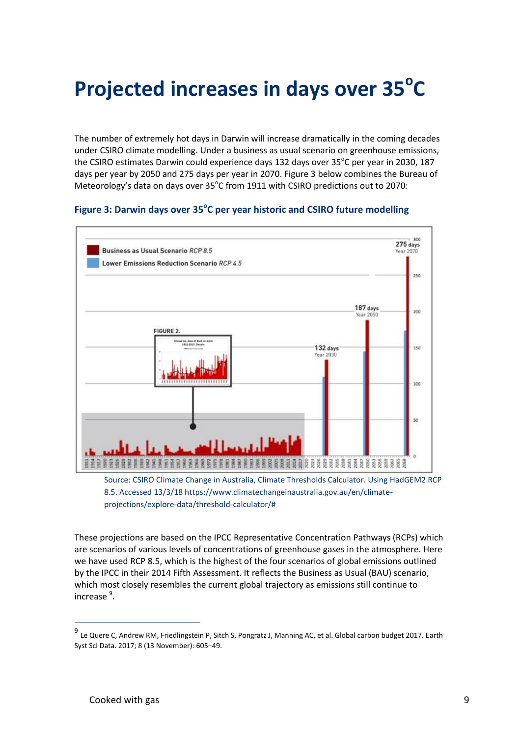# Projected increases in days over 35°C

The number of extremely hot days in Darwin will increase dramatically in the coming decades under CSIRO climate modelling. Under a business as usual scenario on greenhouse emissions, the CSIRO estimates Darwin could experience days 132 days over 35°C per year in 2030, 187 days per year by 2050 and 275 days per year in 2070. Figure 3 below combines the Bureau of Meteorology's data on days over 35°C from 1911 with CSIRO predictions out to 2070:

**Figure 3: Darwin days over 35°C per year historic and CSIRO future modelling**

Business as Usual Scenario *RCP 8.5*

Lower Emissions Reduction Scenario *RCP 4.5*

FIGURE 2.

132 days
Year 2030

187 days
Year 2050

275 days
Year 2070

300
250
200
150
100
50
0

Source: CSIRO Climate Change in Australia, Climate Thresholds Calculator. Using HadGEM2 RCP 8.5. Accessed 13/3/18 https://www.climatechangeinaustralia.gov.au/en/climate-projections/explore-data/threshold-calculator/#

These projections are based on the IPCC Representative Concentration Pathways (RCPs) which are scenarios of various levels of concentrations of greenhouse gases in the atmosphere. Here we have used RCP 8.5, which is the highest of the four scenarios of global emissions outlined by the IPCC in their 2014 Fifth Assessment. It reflects the Business as Usual (BAU) scenario, which most closely resembles the current global trajectory as emissions still continue to increase [9].

---

[9] Le Quere C, Andrew RM, Friedlingstein P, Sitch S, Pongratz J, Manning AC, et al. Global carbon budget 2017. Earth Syst Sci Data. 2017; 8 (13 November): 605–49.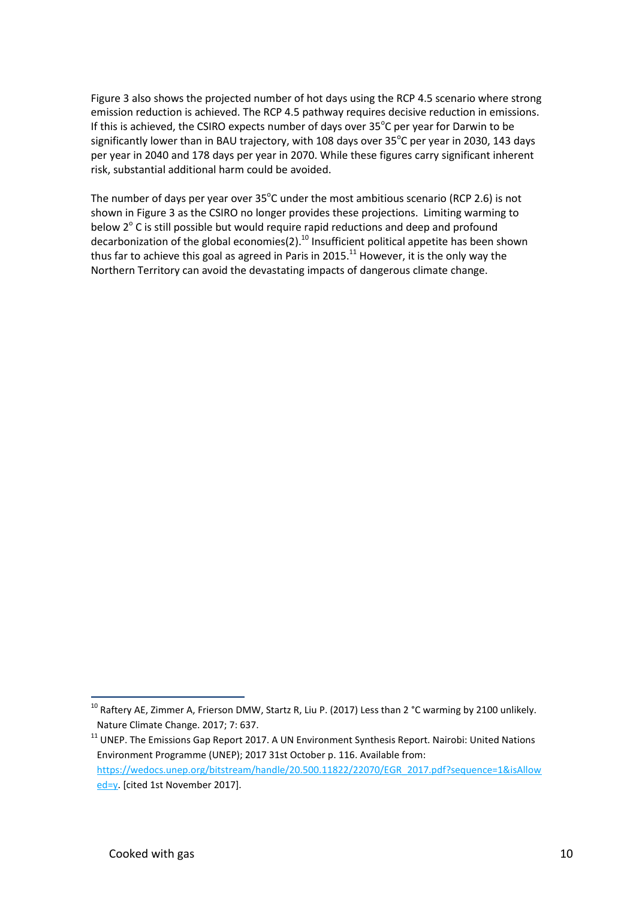Figure 3 also shows the projected number of hot days using the RCP 4.5 scenario where strong emission reduction is achieved. The RCP 4.5 pathway requires decisive reduction in emissions. If this is achieved, the CSIRO expects number of days over 35°C per year for Darwin to be significantly lower than in BAU trajectory, with 108 days over 35°C per year in 2030, 143 days per year in 2040 and 178 days per year in 2070. While these figures carry significant inherent risk, substantial additional harm could be avoided.

The number of days per year over 35°C under the most ambitious scenario (RCP 2.6) is not shown in Figure 3 as the CSIRO no longer provides these projections. Limiting warming to below 2° C is still possible but would require rapid reductions and deep and profound decarbonization of the global economies(2).[10] Insufficient political appetite has been shown thus far to achieve this goal as agreed in Paris in 2015.[11] However, it is the only way the Northern Territory can avoid the devastating impacts of dangerous climate change.

---

[10] Raftery AE, Zimmer A, Frierson DMW, Startz R, Liu P. (2017) Less than 2 °C warming by 2100 unlikely. Nature Climate Change. 2017; 7: 637.

[11] UNEP. The Emissions Gap Report 2017. A UN Environment Synthesis Report. Nairobi: United Nations Environment Programme (UNEP); 2017 31st October p. 116. Available from: https://wedocs.unep.org/bitstream/handle/20.500.11822/22070/EGR_2017.pdf?sequence=1&isAllowed=y. [cited 1st November 2017].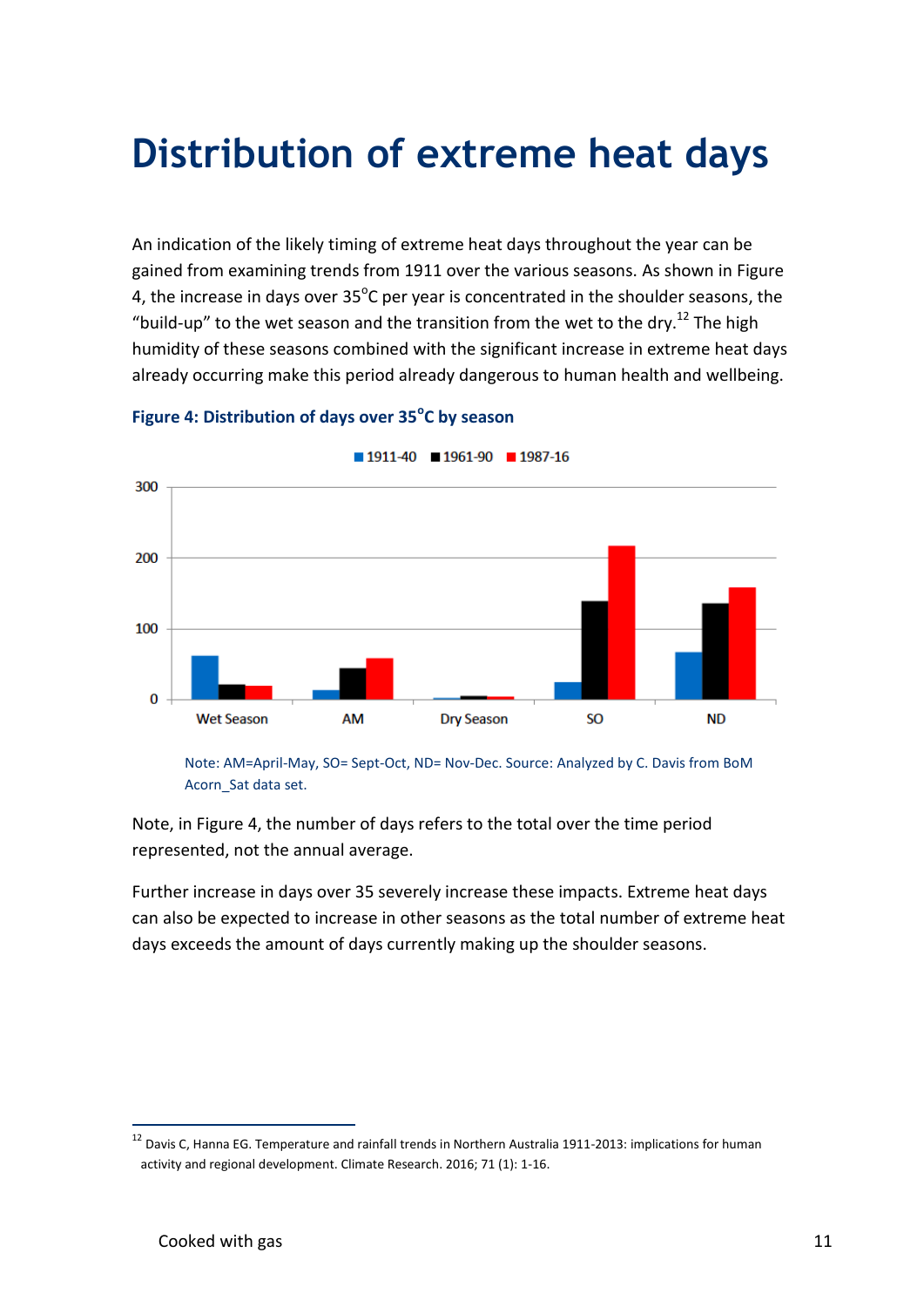# Distribution of extreme heat days

An indication of the likely timing of extreme heat days throughout the year can be gained from examining trends from 1911 over the various seasons. As shown in Figure 4, the increase in days over 35°C per year is concentrated in the shoulder seasons, the "build-up" to the wet season and the transition from the wet to the dry.[12] The high humidity of these seasons combined with the significant increase in extreme heat days already occurring make this period already dangerous to human health and wellbeing.

**Figure 4: Distribution of days over 35°C by season**

1911-40
1961-90
1987-16

300
200
100
0

Wet Season
AM
Dry Season
SO
ND

Note: AM=April-May, SO= Sept-Oct, ND= Nov-Dec. Source: Analyzed by C. Davis from BoM Acorn_Sat data set.

Note, in Figure 4, the number of days refers to the total over the time period represented, not the annual average.

Further increase in days over 35 severely increase these impacts. Extreme heat days can also be expected to increase in other seasons as the total number of extreme heat days exceeds the amount of days currently making up the shoulder seasons.

[12] Davis C, Hanna EG. Temperature and rainfall trends in Northern Australia 1911-2013: implications for human activity and regional development. Climate Research. 2016; 71 (1): 1-16.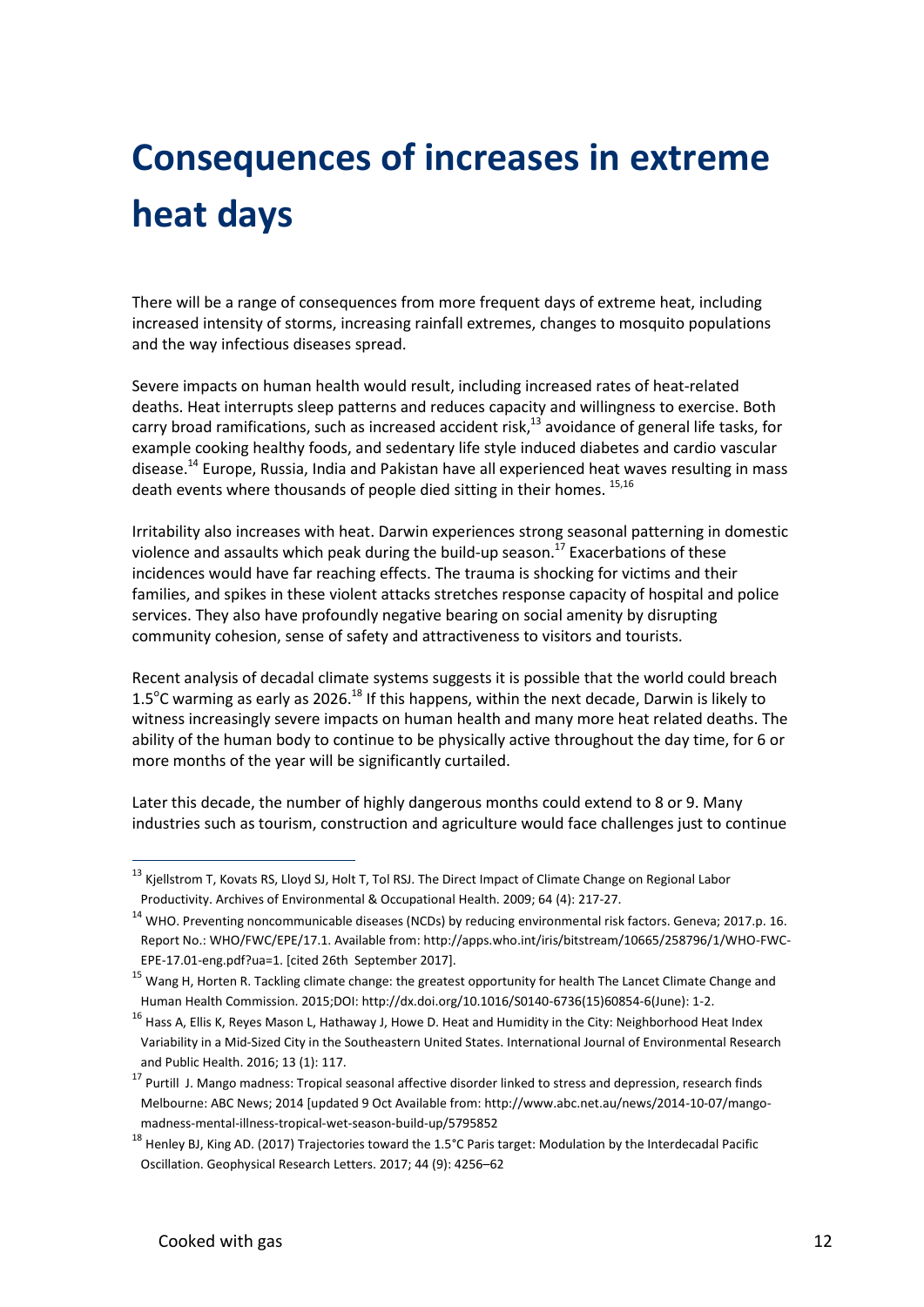# Consequences of increases in extreme heat days

There will be a range of consequences from more frequent days of extreme heat, including increased intensity of storms, increasing rainfall extremes, changes to mosquito populations and the way infectious diseases spread.

Severe impacts on human health would result, including increased rates of heat-related deaths. Heat interrupts sleep patterns and reduces capacity and willingness to exercise. Both carry broad ramifications, such as increased accident risk,[13] avoidance of general life tasks, for example cooking healthy foods, and sedentary life style induced diabetes and cardio vascular disease.[14] Europe, Russia, India and Pakistan have all experienced heat waves resulting in mass death events where thousands of people died sitting in their homes. [15,16]

Irritability also increases with heat. Darwin experiences strong seasonal patterning in domestic violence and assaults which peak during the build-up season.[17] Exacerbations of these incidences would have far reaching effects. The trauma is shocking for victims and their families, and spikes in these violent attacks stretches response capacity of hospital and police services. They also have profoundly negative bearing on social amenity by disrupting community cohesion, sense of safety and attractiveness to visitors and tourists.

Recent analysis of decadal climate systems suggests it is possible that the world could breach 1.5°C warming as early as 2026.[18] If this happens, within the next decade, Darwin is likely to witness increasingly severe impacts on human health and many more heat related deaths. The ability of the human body to continue to be physically active throughout the day time, for 6 or more months of the year will be significantly curtailed.

Later this decade, the number of highly dangerous months could extend to 8 or 9. Many industries such as tourism, construction and agriculture would face challenges just to continue

---

[13] Kjellstrom T, Kovats RS, Lloyd SJ, Holt T, Tol RSJ. The Direct Impact of Climate Change on Regional Labor Productivity. Archives of Environmental & Occupational Health. 2009; 64 (4): 217-27.

[14] WHO. Preventing noncommunicable diseases (NCDs) by reducing environmental risk factors. Geneva; 2017.p. 16. Report No.: WHO/FWC/EPE/17.1. Available from: http://apps.who.int/iris/bitstream/10665/258796/1/WHO-FWC-EPE-17.01-eng.pdf?ua=1. [cited 26th September 2017].

[15] Wang H, Horten R. Tackling climate change: the greatest opportunity for health The Lancet Climate Change and Human Health Commission. 2015;DOI: http://dx.doi.org/10.1016/S0140-6736(15)60854-6(June): 1-2.

[16] Hass A, Ellis K, Reyes Mason L, Hathaway J, Howe D. Heat and Humidity in the City: Neighborhood Heat Index Variability in a Mid-Sized City in the Southeastern United States. International Journal of Environmental Research and Public Health. 2016; 13 (1): 117.

[17] Purtill J. Mango madness: Tropical seasonal affective disorder linked to stress and depression, research finds Melbourne: ABC News; 2014 [updated 9 Oct Available from: http://www.abc.net.au/news/2014-10-07/mango-madness-mental-illness-tropical-wet-season-build-up/5795852

[18] Henley BJ, King AD. (2017) Trajectories toward the 1.5°C Paris target: Modulation by the Interdecadal Pacific Oscillation. Geophysical Research Letters. 2017; 44 (9): 4256–62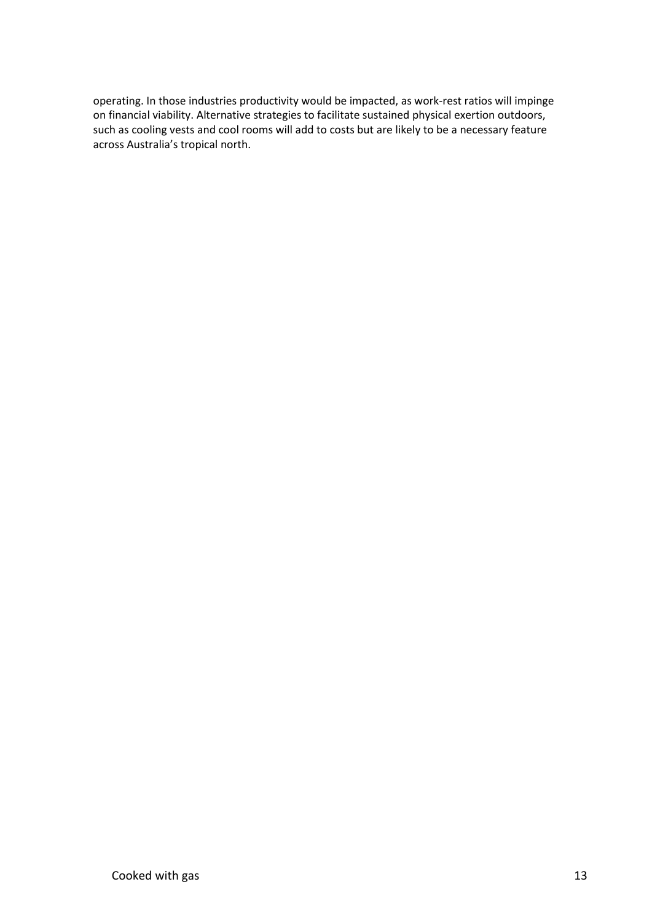operating. In those industries productivity would be impacted, as work-rest ratios will impinge on financial viability. Alternative strategies to facilitate sustained physical exertion outdoors, such as cooling vests and cool rooms will add to costs but are likely to be a necessary feature across Australia's tropical north.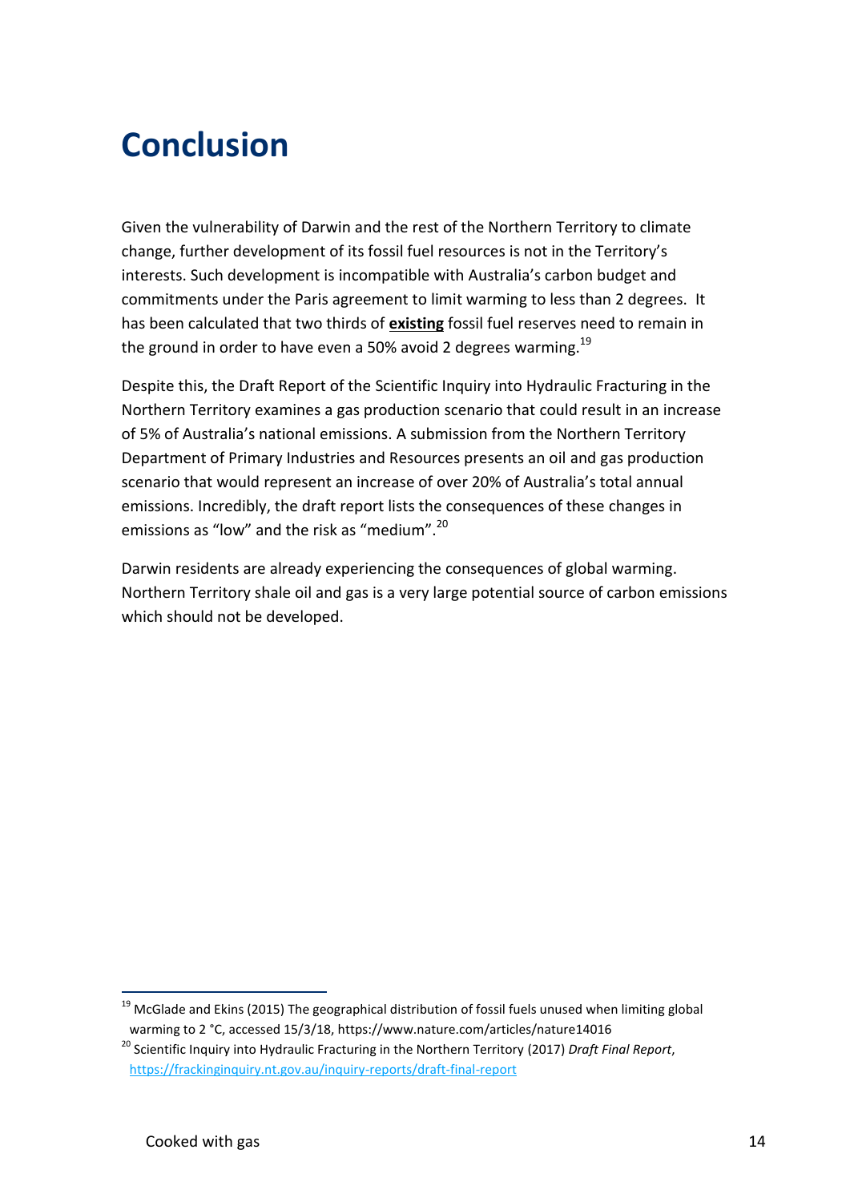# Conclusion

Given the vulnerability of Darwin and the rest of the Northern Territory to climate change, further development of its fossil fuel resources is not in the Territory's interests. Such development is incompatible with Australia's carbon budget and commitments under the Paris agreement to limit warming to less than 2 degrees. It has been calculated that two thirds of **existing** fossil fuel reserves need to remain in the ground in order to have even a 50% avoid 2 degrees warming.[19]

Despite this, the Draft Report of the Scientific Inquiry into Hydraulic Fracturing in the Northern Territory examines a gas production scenario that could result in an increase of 5% of Australia's national emissions. A submission from the Northern Territory Department of Primary Industries and Resources presents an oil and gas production scenario that would represent an increase of over 20% of Australia's total annual emissions. Incredibly, the draft report lists the consequences of these changes in emissions as "low" and the risk as "medium".[20]

Darwin residents are already experiencing the consequences of global warming. Northern Territory shale oil and gas is a very large potential source of carbon emissions which should not be developed.

---

[19] McGlade and Ekins (2015) The geographical distribution of fossil fuels unused when limiting global warming to 2 °C, accessed 15/3/18, https://www.nature.com/articles/nature14016

[20] Scientific Inquiry into Hydraulic Fracturing in the Northern Territory (2017) *Draft Final Report*, https://frackinginquiry.nt.gov.au/inquiry-reports/draft-final-report